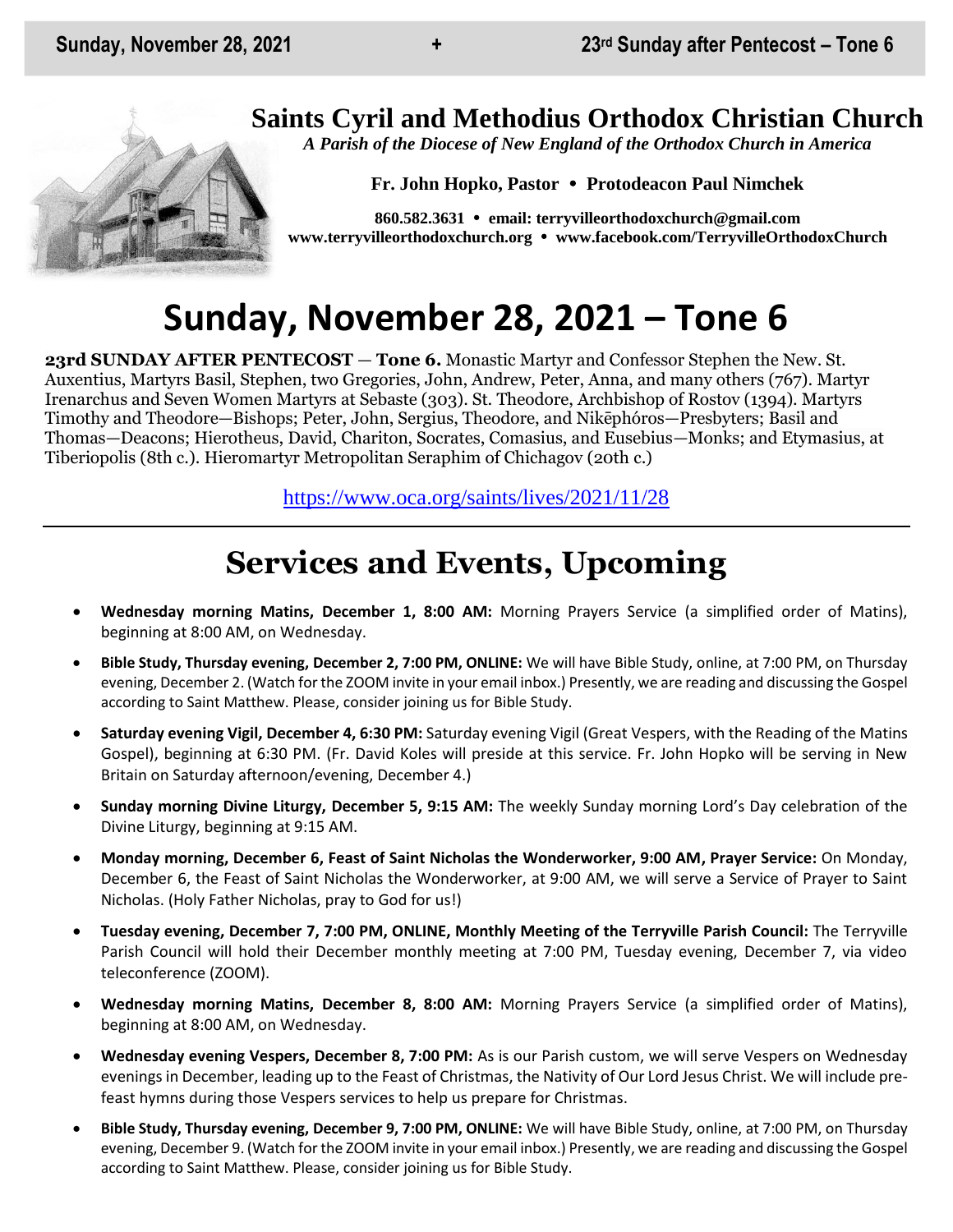# Saints Cyril and Methodius Orthodox Christian Church

*A Parish of the Diocese of New England of the Orthodox Church in America*

**Fr. John Hopko, Pastor • Protodeacon Paul Nimchek**

**860.582.3631 • email: terryvilleorthodoxchurch@gmail.com**
**www.terryvilleorthodoxchurch.org • www.facebook.com/TerryvilleOrthodoxChurch**

# Sunday, November 28, 2021 – Tone 6

**23rd SUNDAY AFTER PENTECOST — Tone 6.** Monastic Martyr and Confessor Stephen the New. St. Auxentius, Martyrs Basil, Stephen, two Gregories, John, Andrew, Peter, Anna, and many others (767). Martyr Irenarchus and Seven Women Martyrs at Sebaste (303). St. Theodore, Archbishop of Rostov (1394). Martyrs Timothy and Theodore—Bishops; Peter, John, Sergius, Theodore, and Nikēphóros—Presbyters; Basil and Thomas—Deacons; Hierotheus, David, Chariton, Socrates, Comasius, and Eusebius—Monks; and Etymasius, at Tiberiopolis (8th c.). Hieromartyr Metropolitan Seraphim of Chichagov (20th c.)

https://www.oca.org/saints/lives/2021/11/28

---

# Services and Events, Upcoming

- **Wednesday morning Matins, December 1, 8:00 AM:** Morning Prayers Service (a simplified order of Matins), beginning at 8:00 AM, on Wednesday.
- **Bible Study, Thursday evening, December 2, 7:00 PM, ONLINE:** We will have Bible Study, online, at 7:00 PM, on Thursday evening, December 2. (Watch for the ZOOM invite in your email inbox.) Presently, we are reading and discussing the Gospel according to Saint Matthew. Please, consider joining us for Bible Study.
- **Saturday evening Vigil, December 4, 6:30 PM:** Saturday evening Vigil (Great Vespers, with the Reading of the Matins Gospel), beginning at 6:30 PM. (Fr. David Koles will preside at this service. Fr. John Hopko will be serving in New Britain on Saturday afternoon/evening, December 4.)
- **Sunday morning Divine Liturgy, December 5, 9:15 AM:** The weekly Sunday morning Lord's Day celebration of the Divine Liturgy, beginning at 9:15 AM.
- **Monday morning, December 6, Feast of Saint Nicholas the Wonderworker, 9:00 AM, Prayer Service:** On Monday, December 6, the Feast of Saint Nicholas the Wonderworker, at 9:00 AM, we will serve a Service of Prayer to Saint Nicholas. (Holy Father Nicholas, pray to God for us!)
- **Tuesday evening, December 7, 7:00 PM, ONLINE, Monthly Meeting of the Terryville Parish Council:** The Terryville Parish Council will hold their December monthly meeting at 7:00 PM, Tuesday evening, December 7, via video teleconference (ZOOM).
- **Wednesday morning Matins, December 8, 8:00 AM:** Morning Prayers Service (a simplified order of Matins), beginning at 8:00 AM, on Wednesday.
- **Wednesday evening Vespers, December 8, 7:00 PM:** As is our Parish custom, we will serve Vespers on Wednesday evenings in December, leading up to the Feast of Christmas, the Nativity of Our Lord Jesus Christ. We will include pre-feast hymns during those Vespers services to help us prepare for Christmas.
- **Bible Study, Thursday evening, December 9, 7:00 PM, ONLINE:** We will have Bible Study, online, at 7:00 PM, on Thursday evening, December 9. (Watch for the ZOOM invite in your email inbox.) Presently, we are reading and discussing the Gospel according to Saint Matthew. Please, consider joining us for Bible Study.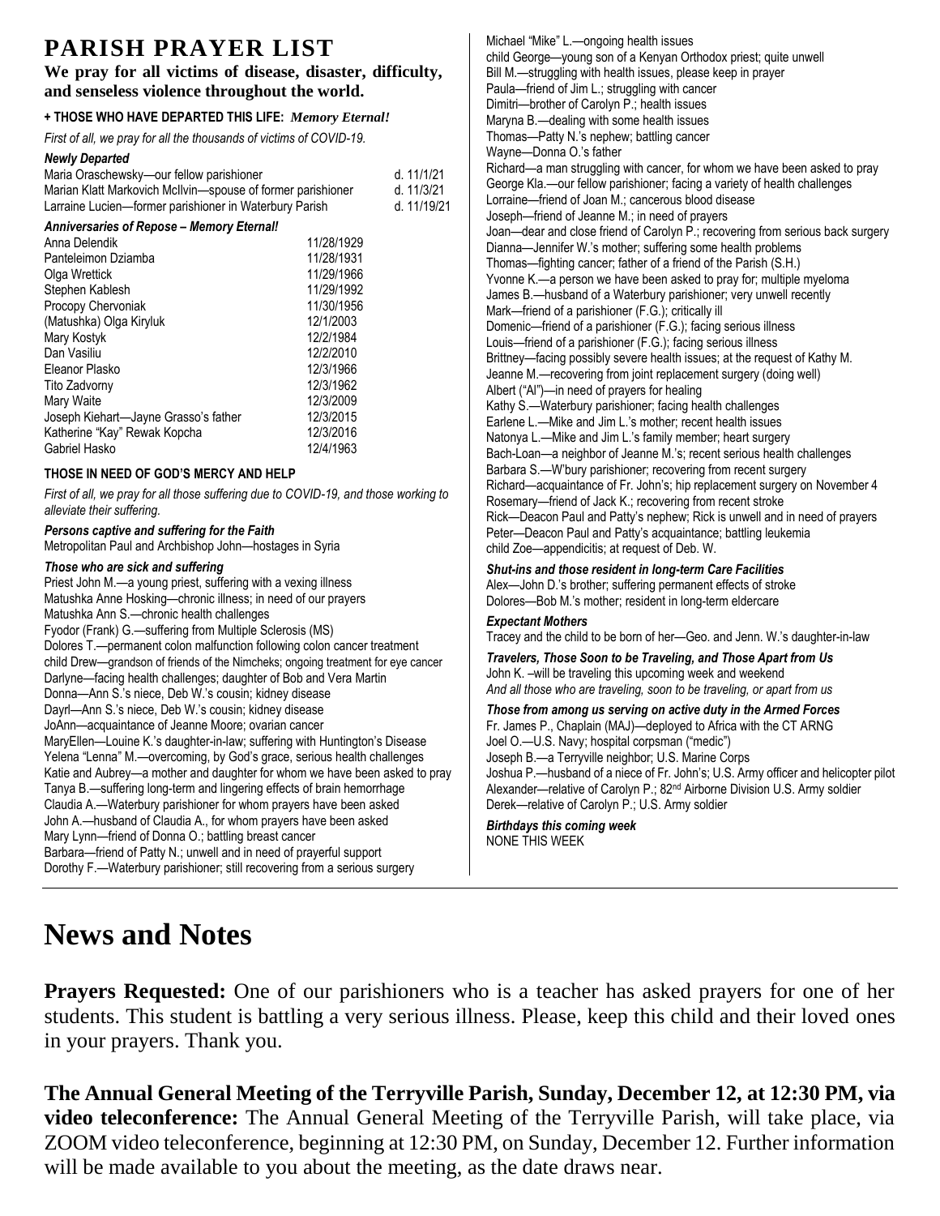# PARISH PRAYER LIST

**We pray for all victims of disease, disaster, difficulty, and senseless violence throughout the world.**

**+ THOSE WHO HAVE DEPARTED THIS LIFE:** ***Memory Eternal!***

*First of all, we pray for all the thousands of victims of COVID-19.*

***Newly Departed***

| | |
|---|---|
| Maria Oraschewsky—our fellow parishioner | d. 11/1/21 |
| Marian Klatt Markovich McIlvin—spouse of former parishioner | d. 11/3/21 |
| Larraine Lucien—former parishioner in Waterbury Parish | d. 11/19/21 |

***Anniversaries of Repose – Memory Eternal!***

| | |
|---|---|
| Anna Delendik | 11/28/1929 |
| Panteleimon Dziamba | 11/28/1931 |
| Olga Wrettick | 11/29/1966 |
| Stephen Kablesh | 11/29/1992 |
| Procopy Chervoniak | 11/30/1956 |
| (Matushka) Olga Kiryluk | 12/1/2003 |
| Mary Kostyk | 12/2/1984 |
| Dan Vasiliu | 12/2/2010 |
| Eleanor Plasko | 12/3/1966 |
| Tito Zadvorny | 12/3/1962 |
| Mary Waite | 12/3/2009 |
| Joseph Kiehart—Jayne Grasso's father | 12/3/2015 |
| Katherine "Kay" Rewak Kopcha | 12/3/2016 |
| Gabriel Hasko | 12/4/1963 |

**THOSE IN NEED OF GOD'S MERCY AND HELP**

*First of all, we pray for all those suffering due to COVID-19, and those working to alleviate their suffering.*

***Persons captive and suffering for the Faith***

Metropolitan Paul and Archbishop John—hostages in Syria

***Those who are sick and suffering***

Priest John M.—a young priest, suffering with a vexing illness
Matushka Anne Hosking—chronic illness; in need of our prayers
Matushka Ann S.—chronic health challenges
Fyodor (Frank) G.—suffering from Multiple Sclerosis (MS)
Dolores T.—permanent colon malfunction following colon cancer treatment
child Drew—grandson of friends of the Nimcheks; ongoing treatment for eye cancer
Darlyne—facing health challenges; daughter of Bob and Vera Martin
Donna—Ann S.'s niece, Deb W.'s cousin; kidney disease
Dayrl—Ann S.'s niece, Deb W.'s cousin; kidney disease
JoAnn—acquaintance of Jeanne Moore; ovarian cancer
MaryEllen—Louine K.'s daughter-in-law; suffering with Huntington's Disease
Yelena "Lenna" M.—overcoming, by God's grace, serious health challenges
Katie and Aubrey—a mother and daughter for whom we have been asked to pray
Tanya B.—suffering long-term and lingering effects of brain hemorrhage
Claudia A.—Waterbury parishioner for whom prayers have been asked
John A.—husband of Claudia A., for whom prayers have been asked
Mary Lynn—friend of Donna O.; battling breast cancer
Barbara—friend of Patty N.; unwell and in need of prayerful support
Dorothy F.—Waterbury parishioner; still recovering from a serious surgery
Michael "Mike" L.—ongoing health issues
child George—young son of a Kenyan Orthodox priest; quite unwell
Bill M.—struggling with health issues, please keep in prayer
Paula—friend of Jim L.; struggling with cancer
Dimitri—brother of Carolyn P.; health issues
Maryna B.—dealing with some health issues
Thomas—Patty N.'s nephew; battling cancer
Wayne—Donna O.'s father
Richard—a man struggling with cancer, for whom we have been asked to pray
George Kla.—our fellow parishioner; facing a variety of health challenges
Lorraine—friend of Joan M.; cancerous blood disease
Joseph—friend of Jeanne M.; in need of prayers
Joan—dear and close friend of Carolyn P.; recovering from serious back surgery
Dianna—Jennifer W.'s mother; suffering some health problems
Thomas—fighting cancer; father of a friend of the Parish (S.H.)
Yvonne K.—a person we have been asked to pray for; multiple myeloma
James B.—husband of a Waterbury parishioner; very unwell recently
Mark—friend of a parishioner (F.G.); critically ill
Domenic—friend of a parishioner (F.G.); facing serious illness
Louis—friend of a parishioner (F.G.); facing serious illness
Brittney—facing possibly severe health issues; at the request of Kathy M.
Jeanne M.—recovering from joint replacement surgery (doing well)
Albert ("Al")—in need of prayers for healing
Kathy S.—Waterbury parishioner; facing health challenges
Earlene L.—Mike and Jim L.'s mother; recent health issues
Natonya L.—Mike and Jim L.'s family member; heart surgery
Bach-Loan—a neighbor of Jeanne M.'s; recent serious health challenges
Barbara S.—W'bury parishioner; recovering from recent surgery
Richard—acquaintance of Fr. John's; hip replacement surgery on November 4
Rosemary—friend of Jack K.; recovering from recent stroke
Rick—Deacon Paul and Patty's nephew; Rick is unwell and in need of prayers
Peter—Deacon Paul and Patty's acquaintance; battling leukemia
child Zoe—appendicitis; at request of Deb. W.

***Shut-ins and those resident in long-term Care Facilities***

Alex—John D.'s brother; suffering permanent effects of stroke
Dolores—Bob M.'s mother; resident in long-term eldercare

***Expectant Mothers***

Tracey and the child to be born of her—Geo. and Jenn. W.'s daughter-in-law

***Travelers, Those Soon to be Traveling, and Those Apart from Us***

John K. –will be traveling this upcoming week and weekend
*And all those who are traveling, soon to be traveling, or apart from us*

***Those from among us serving on active duty in the Armed Forces***

Fr. James P., Chaplain (MAJ)—deployed to Africa with the CT ARNG
Joel O.—U.S. Navy; hospital corpsman ("medic")
Joseph B.—a Terryville neighbor; U.S. Marine Corps
Joshua P.—husband of a niece of Fr. John's; U.S. Army officer and helicopter pilot
Alexander—relative of Carolyn P.; 82nd Airborne Division U.S. Army soldier
Derek—relative of Carolyn P.; U.S. Army soldier

***Birthdays this coming week***

NONE THIS WEEK

# News and Notes

**Prayers Requested:** One of our parishioners who is a teacher has asked prayers for one of her students. This student is battling a very serious illness. Please, keep this child and their loved ones in your prayers. Thank you.

**The Annual General Meeting of the Terryville Parish, Sunday, December 12, at 12:30 PM, via video teleconference:** The Annual General Meeting of the Terryville Parish, will take place, via ZOOM video teleconference, beginning at 12:30 PM, on Sunday, December 12. Further information will be made available to you about the meeting, as the date draws near.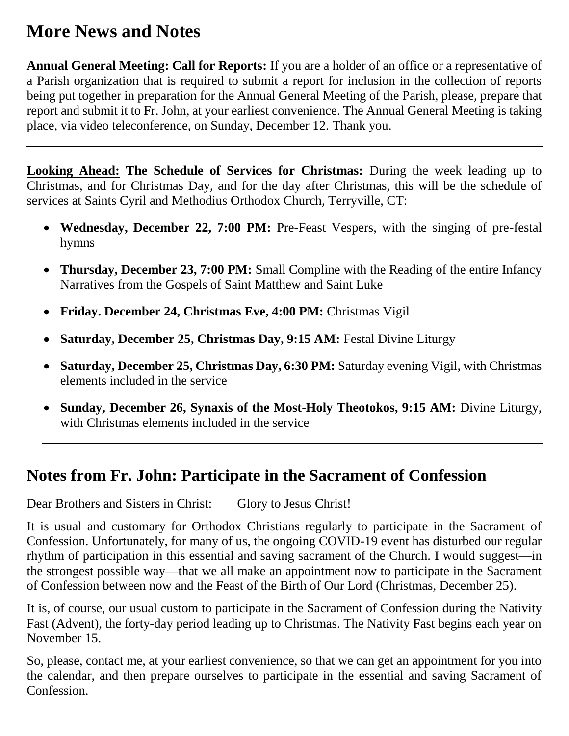## More News and Notes

**Annual General Meeting: Call for Reports:** If you are a holder of an office or a representative of a Parish organization that is required to submit a report for inclusion in the collection of reports being put together in preparation for the Annual General Meeting of the Parish, please, prepare that report and submit it to Fr. John, at your earliest convenience. The Annual General Meeting is taking place, via video teleconference, on Sunday, December 12. Thank you.

---

**Looking Ahead:** **The Schedule of Services for Christmas:** During the week leading up to Christmas, and for Christmas Day, and for the day after Christmas, this will be the schedule of services at Saints Cyril and Methodius Orthodox Church, Terryville, CT:

- **Wednesday, December 22, 7:00 PM:** Pre-Feast Vespers, with the singing of pre-festal hymns
- **Thursday, December 23, 7:00 PM:** Small Compline with the Reading of the entire Infancy Narratives from the Gospels of Saint Matthew and Saint Luke
- **Friday. December 24, Christmas Eve, 4:00 PM:** Christmas Vigil
- **Saturday, December 25, Christmas Day, 9:15 AM:** Festal Divine Liturgy
- **Saturday, December 25, Christmas Day, 6:30 PM:** Saturday evening Vigil, with Christmas elements included in the service
- **Sunday, December 26, Synaxis of the Most-Holy Theotokos, 9:15 AM:** Divine Liturgy, with Christmas elements included in the service

---

## Notes from Fr. John: Participate in the Sacrament of Confession

Dear Brothers and Sisters in Christ: Glory to Jesus Christ!

It is usual and customary for Orthodox Christians regularly to participate in the Sacrament of Confession. Unfortunately, for many of us, the ongoing COVID-19 event has disturbed our regular rhythm of participation in this essential and saving sacrament of the Church. I would suggest—in the strongest possible way—that we all make an appointment now to participate in the Sacrament of Confession between now and the Feast of the Birth of Our Lord (Christmas, December 25).

It is, of course, our usual custom to participate in the Sacrament of Confession during the Nativity Fast (Advent), the forty-day period leading up to Christmas. The Nativity Fast begins each year on November 15.

So, please, contact me, at your earliest convenience, so that we can get an appointment for you into the calendar, and then prepare ourselves to participate in the essential and saving Sacrament of Confession.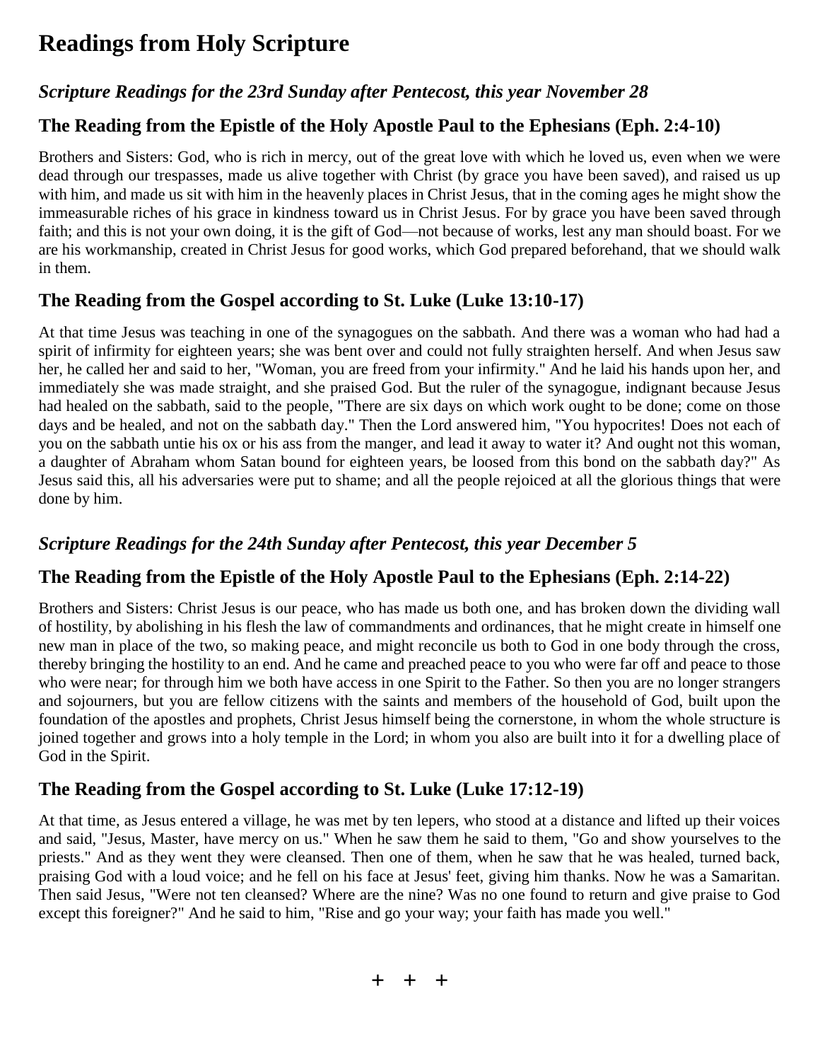# Readings from Holy Scripture

### *Scripture Readings for the 23rd Sunday after Pentecost, this year November 28*

### The Reading from the Epistle of the Holy Apostle Paul to the Ephesians (Eph. 2:4-10)

Brothers and Sisters: God, who is rich in mercy, out of the great love with which he loved us, even when we were dead through our trespasses, made us alive together with Christ (by grace you have been saved), and raised us up with him, and made us sit with him in the heavenly places in Christ Jesus, that in the coming ages he might show the immeasurable riches of his grace in kindness toward us in Christ Jesus. For by grace you have been saved through faith; and this is not your own doing, it is the gift of God—not because of works, lest any man should boast. For we are his workmanship, created in Christ Jesus for good works, which God prepared beforehand, that we should walk in them.

### The Reading from the Gospel according to St. Luke (Luke 13:10-17)

At that time Jesus was teaching in one of the synagogues on the sabbath. And there was a woman who had had a spirit of infirmity for eighteen years; she was bent over and could not fully straighten herself. And when Jesus saw her, he called her and said to her, "Woman, you are freed from your infirmity." And he laid his hands upon her, and immediately she was made straight, and she praised God. But the ruler of the synagogue, indignant because Jesus had healed on the sabbath, said to the people, "There are six days on which work ought to be done; come on those days and be healed, and not on the sabbath day." Then the Lord answered him, "You hypocrites! Does not each of you on the sabbath untie his ox or his ass from the manger, and lead it away to water it? And ought not this woman, a daughter of Abraham whom Satan bound for eighteen years, be loosed from this bond on the sabbath day?" As Jesus said this, all his adversaries were put to shame; and all the people rejoiced at all the glorious things that were done by him.

### *Scripture Readings for the 24th Sunday after Pentecost, this year December 5*

### The Reading from the Epistle of the Holy Apostle Paul to the Ephesians (Eph. 2:14-22)

Brothers and Sisters: Christ Jesus is our peace, who has made us both one, and has broken down the dividing wall of hostility, by abolishing in his flesh the law of commandments and ordinances, that he might create in himself one new man in place of the two, so making peace, and might reconcile us both to God in one body through the cross, thereby bringing the hostility to an end. And he came and preached peace to you who were far off and peace to those who were near; for through him we both have access in one Spirit to the Father. So then you are no longer strangers and sojourners, but you are fellow citizens with the saints and members of the household of God, built upon the foundation of the apostles and prophets, Christ Jesus himself being the cornerstone, in whom the whole structure is joined together and grows into a holy temple in the Lord; in whom you also are built into it for a dwelling place of God in the Spirit.

### The Reading from the Gospel according to St. Luke (Luke 17:12-19)

At that time, as Jesus entered a village, he was met by ten lepers, who stood at a distance and lifted up their voices and said, "Jesus, Master, have mercy on us." When he saw them he said to them, "Go and show yourselves to the priests." And as they went they were cleansed. Then one of them, when he saw that he was healed, turned back, praising God with a loud voice; and he fell on his face at Jesus' feet, giving him thanks. Now he was a Samaritan. Then said Jesus, "Were not ten cleansed? Where are the nine? Was no one found to return and give praise to God except this foreigner?" And he said to him, "Rise and go your way; your faith has made you well."

+ + +